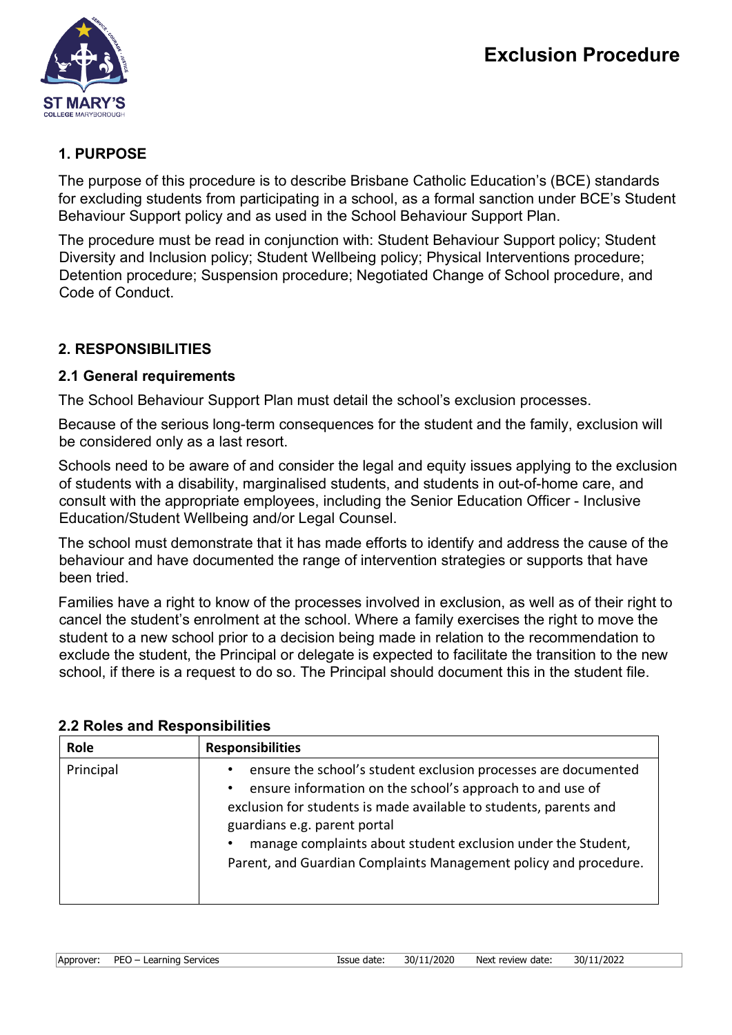# Exclusion Procedure

## 1. PURPOSE

The purpose of this procedure is to describe Brisbane Catholic Education's (BCE) standards for excluding students from participating in a school, as a formal sanction under BCE's Student Behaviour Support policy and as used in the School Behaviour Support Plan.

The procedure must be read in conjunction with: Student Behaviour Support policy; Student Diversity and Inclusion policy; Student Wellbeing policy; Physical Interventions procedure; Detention procedure; Suspension procedure; Negotiated Change of School procedure, and Code of Conduct.

## 2. RESPONSIBILITIES

### 2.1 General requirements

The School Behaviour Support Plan must detail the school's exclusion processes.

Because of the serious long-term consequences for the student and the family, exclusion will be considered only as a last resort.

Schools need to be aware of and consider the legal and equity issues applying to the exclusion of students with a disability, marginalised students, and students in out-of-home care, and consult with the appropriate employees, including the Senior Education Officer - Inclusive Education/Student Wellbeing and/or Legal Counsel.

The school must demonstrate that it has made efforts to identify and address the cause of the behaviour and have documented the range of intervention strategies or supports that have been tried.

Families have a right to know of the processes involved in exclusion, as well as of their right to cancel the student's enrolment at the school. Where a family exercises the right to move the student to a new school prior to a decision being made in relation to the recommendation to exclude the student, the Principal or delegate is expected to facilitate the transition to the new school, if there is a request to do so. The Principal should document this in the student file.

### 2.2 Roles and Responsibilities

| Role | Responsibilities |
|---|---|
| Principal | • ensure the school's student exclusion processes are documented<br>• ensure information on the school's approach to and use of exclusion for students is made available to students, parents and guardians e.g. parent portal<br>• manage complaints about student exclusion under the Student, Parent, and Guardian Complaints Management policy and procedure. |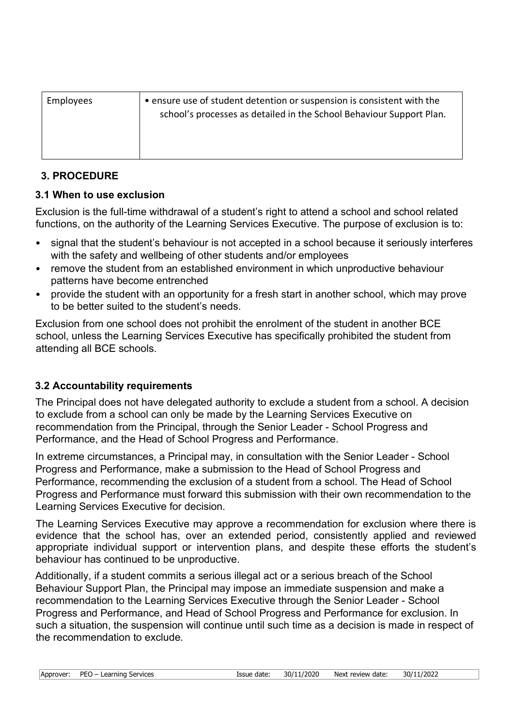| Employees | • ensure use of student detention or suspension is consistent with the school's processes as detailed in the School Behaviour Support Plan. |
|---|---|

## 3. PROCEDURE

### 3.1 When to use exclusion

Exclusion is the full-time withdrawal of a student's right to attend a school and school related functions, on the authority of the Learning Services Executive. The purpose of exclusion is to:

- signal that the student's behaviour is not accepted in a school because it seriously interferes with the safety and wellbeing of other students and/or employees
- remove the student from an established environment in which unproductive behaviour patterns have become entrenched
- provide the student with an opportunity for a fresh start in another school, which may prove to be better suited to the student's needs.

Exclusion from one school does not prohibit the enrolment of the student in another BCE school, unless the Learning Services Executive has specifically prohibited the student from attending all BCE schools.

### 3.2 Accountability requirements

The Principal does not have delegated authority to exclude a student from a school. A decision to exclude from a school can only be made by the Learning Services Executive on recommendation from the Principal, through the Senior Leader - School Progress and Performance, and the Head of School Progress and Performance.

In extreme circumstances, a Principal may, in consultation with the Senior Leader - School Progress and Performance, make a submission to the Head of School Progress and Performance, recommending the exclusion of a student from a school. The Head of School Progress and Performance must forward this submission with their own recommendation to the Learning Services Executive for decision.

The Learning Services Executive may approve a recommendation for exclusion where there is evidence that the school has, over an extended period, consistently applied and reviewed appropriate individual support or intervention plans, and despite these efforts the student's behaviour has continued to be unproductive.

Additionally, if a student commits a serious illegal act or a serious breach of the School Behaviour Support Plan, the Principal may impose an immediate suspension and make a recommendation to the Learning Services Executive through the Senior Leader - School Progress and Performance, and Head of School Progress and Performance for exclusion. In such a situation, the suspension will continue until such time as a decision is made in respect of the recommendation to exclude.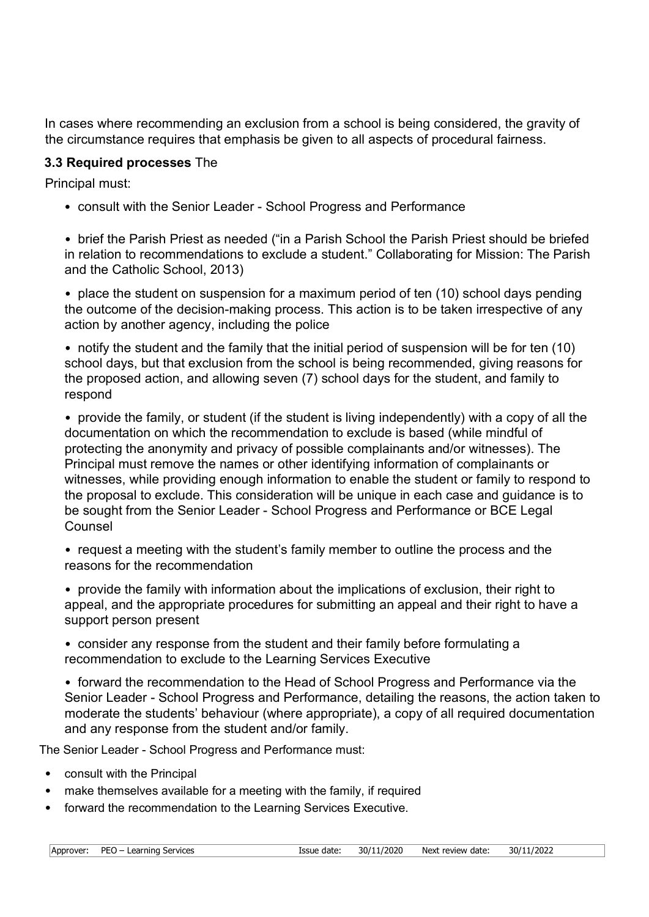In cases where recommending an exclusion from a school is being considered, the gravity of the circumstance requires that emphasis be given to all aspects of procedural fairness.

### 3.3 Required processes

The Principal must:

- consult with the Senior Leader - School Progress and Performance
- brief the Parish Priest as needed ("in a Parish School the Parish Priest should be briefed in relation to recommendations to exclude a student." Collaborating for Mission: The Parish and the Catholic School, 2013)
- place the student on suspension for a maximum period of ten (10) school days pending the outcome of the decision-making process. This action is to be taken irrespective of any action by another agency, including the police
- notify the student and the family that the initial period of suspension will be for ten (10) school days, but that exclusion from the school is being recommended, giving reasons for the proposed action, and allowing seven (7) school days for the student, and family to respond
- provide the family, or student (if the student is living independently) with a copy of all the documentation on which the recommendation to exclude is based (while mindful of protecting the anonymity and privacy of possible complainants and/or witnesses). The Principal must remove the names or other identifying information of complainants or witnesses, while providing enough information to enable the student or family to respond to the proposal to exclude. This consideration will be unique in each case and guidance is to be sought from the Senior Leader - School Progress and Performance or BCE Legal Counsel
- request a meeting with the student's family member to outline the process and the reasons for the recommendation
- provide the family with information about the implications of exclusion, their right to appeal, and the appropriate procedures for submitting an appeal and their right to have a support person present
- consider any response from the student and their family before formulating a recommendation to exclude to the Learning Services Executive
- forward the recommendation to the Head of School Progress and Performance via the Senior Leader - School Progress and Performance, detailing the reasons, the action taken to moderate the students' behaviour (where appropriate), a copy of all required documentation and any response from the student and/or family.

The Senior Leader - School Progress and Performance must:

- consult with the Principal
- make themselves available for a meeting with the family, if required
- forward the recommendation to the Learning Services Executive.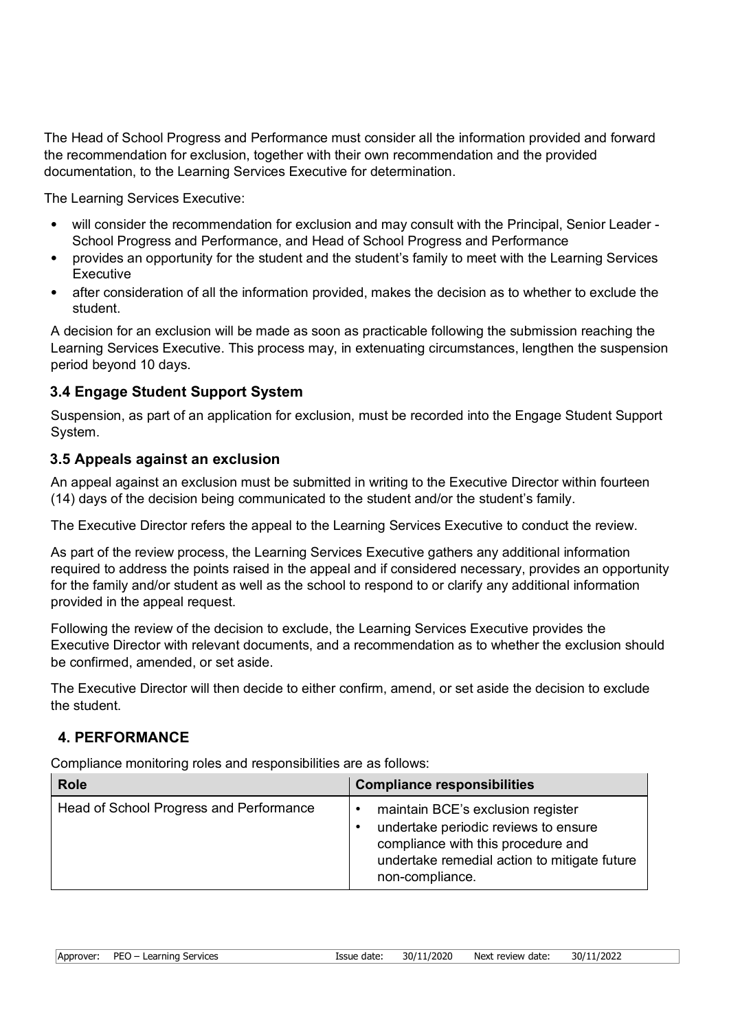The Head of School Progress and Performance must consider all the information provided and forward the recommendation for exclusion, together with their own recommendation and the provided documentation, to the Learning Services Executive for determination.

The Learning Services Executive:

- will consider the recommendation for exclusion and may consult with the Principal, Senior Leader - School Progress and Performance, and Head of School Progress and Performance
- provides an opportunity for the student and the student's family to meet with the Learning Services Executive
- after consideration of all the information provided, makes the decision as to whether to exclude the student.

A decision for an exclusion will be made as soon as practicable following the submission reaching the Learning Services Executive. This process may, in extenuating circumstances, lengthen the suspension period beyond 10 days.

### 3.4 Engage Student Support System

Suspension, as part of an application for exclusion, must be recorded into the Engage Student Support System.

### 3.5 Appeals against an exclusion

An appeal against an exclusion must be submitted in writing to the Executive Director within fourteen (14) days of the decision being communicated to the student and/or the student's family.

The Executive Director refers the appeal to the Learning Services Executive to conduct the review.

As part of the review process, the Learning Services Executive gathers any additional information required to address the points raised in the appeal and if considered necessary, provides an opportunity for the family and/or student as well as the school to respond to or clarify any additional information provided in the appeal request.

Following the review of the decision to exclude, the Learning Services Executive provides the Executive Director with relevant documents, and a recommendation as to whether the exclusion should be confirmed, amended, or set aside.

The Executive Director will then decide to either confirm, amend, or set aside the decision to exclude the student.

## 4. PERFORMANCE

Compliance monitoring roles and responsibilities are as follows:

| Role | Compliance responsibilities |
| --- | --- |
| Head of School Progress and Performance | • maintain BCE's exclusion register<br>• undertake periodic reviews to ensure compliance with this procedure and undertake remedial action to mitigate future non-compliance. |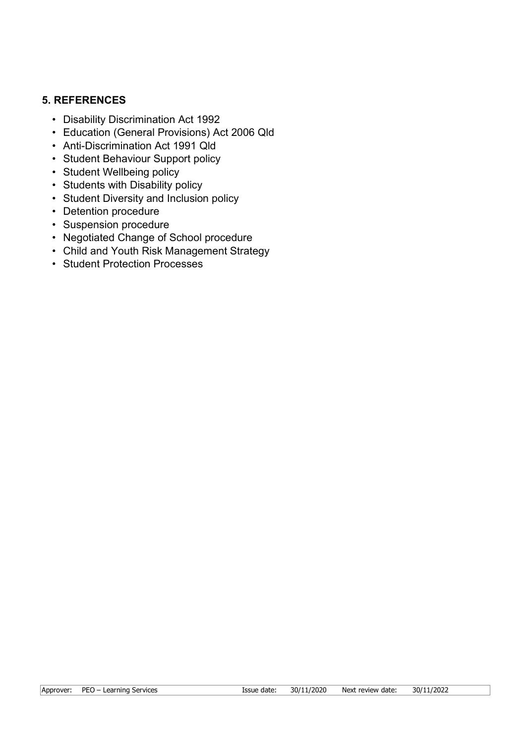## 5. REFERENCES

- Disability Discrimination Act 1992
- Education (General Provisions) Act 2006 Qld
- Anti-Discrimination Act 1991 Qld
- Student Behaviour Support policy
- Student Wellbeing policy
- Students with Disability policy
- Student Diversity and Inclusion policy
- Detention procedure
- Suspension procedure
- Negotiated Change of School procedure
- Child and Youth Risk Management Strategy
- Student Protection Processes